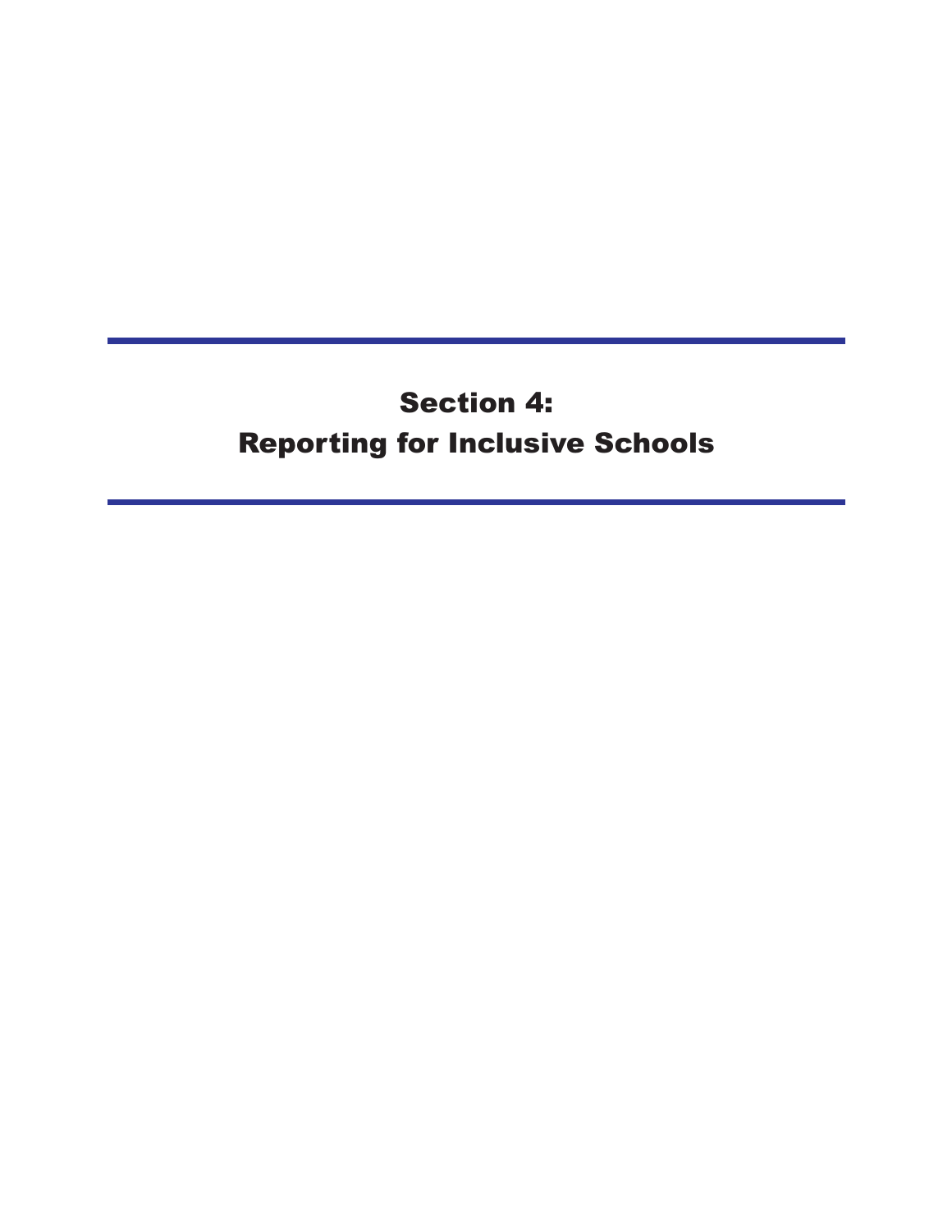# Section 4:
# Reporting for Inclusive Schools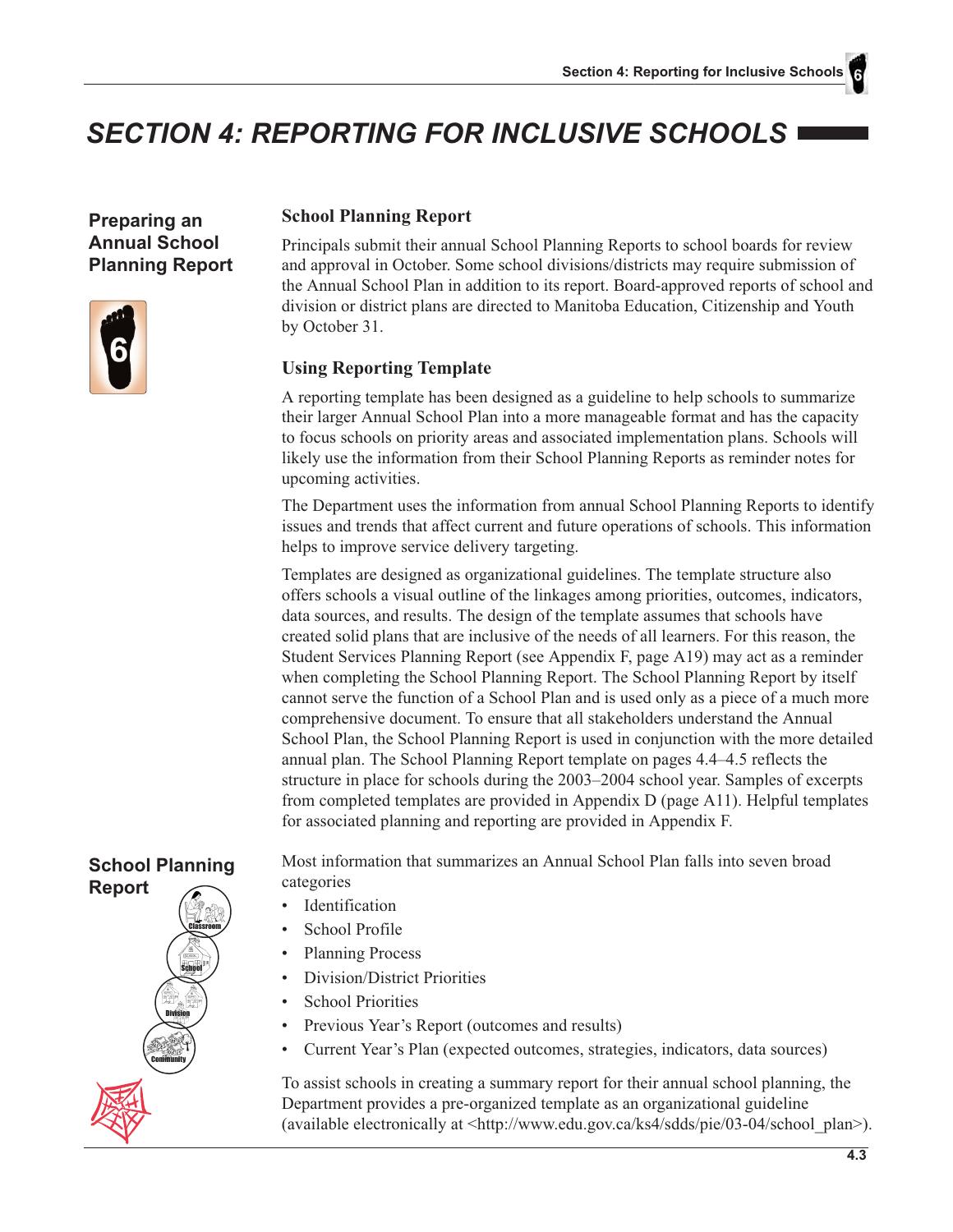# SECTION 4: REPORTING FOR INCLUSIVE SCHOOLS

## Preparing an Annual School Planning Report

### School Planning Report

Principals submit their annual School Planning Reports to school boards for review and approval in October. Some school divisions/districts may require submission of the Annual School Plan in addition to its report. Board-approved reports of school and division or district plans are directed to Manitoba Education, Citizenship and Youth by October 31.

### Using Reporting Template

A reporting template has been designed as a guideline to help schools to summarize their larger Annual School Plan into a more manageable format and has the capacity to focus schools on priority areas and associated implementation plans. Schools will likely use the information from their School Planning Reports as reminder notes for upcoming activities.

The Department uses the information from annual School Planning Reports to identify issues and trends that affect current and future operations of schools. This information helps to improve service delivery targeting.

Templates are designed as organizational guidelines. The template structure also offers schools a visual outline of the linkages among priorities, outcomes, indicators, data sources, and results. The design of the template assumes that schools have created solid plans that are inclusive of the needs of all learners. For this reason, the Student Services Planning Report (see Appendix F, page A19) may act as a reminder when completing the School Planning Report. The School Planning Report by itself cannot serve the function of a School Plan and is used only as a piece of a much more comprehensive document. To ensure that all stakeholders understand the Annual School Plan, the School Planning Report is used in conjunction with the more detailed annual plan. The School Planning Report template on pages 4.4–4.5 reflects the structure in place for schools during the 2003–2004 school year. Samples of excerpts from completed templates are provided in Appendix D (page A11). Helpful templates for associated planning and reporting are provided in Appendix F.

## School Planning Report

Most information that summarizes an Annual School Plan falls into seven broad categories

- Identification
- School Profile
- Planning Process
- Division/District Priorities
- School Priorities
- Previous Year's Report (outcomes and results)
- Current Year's Plan (expected outcomes, strategies, indicators, data sources)

To assist schools in creating a summary report for their annual school planning, the Department provides a pre-organized template as an organizational guideline (available electronically at <http://www.edu.gov.ca/ks4/sdds/pie/03-04/school_plan>).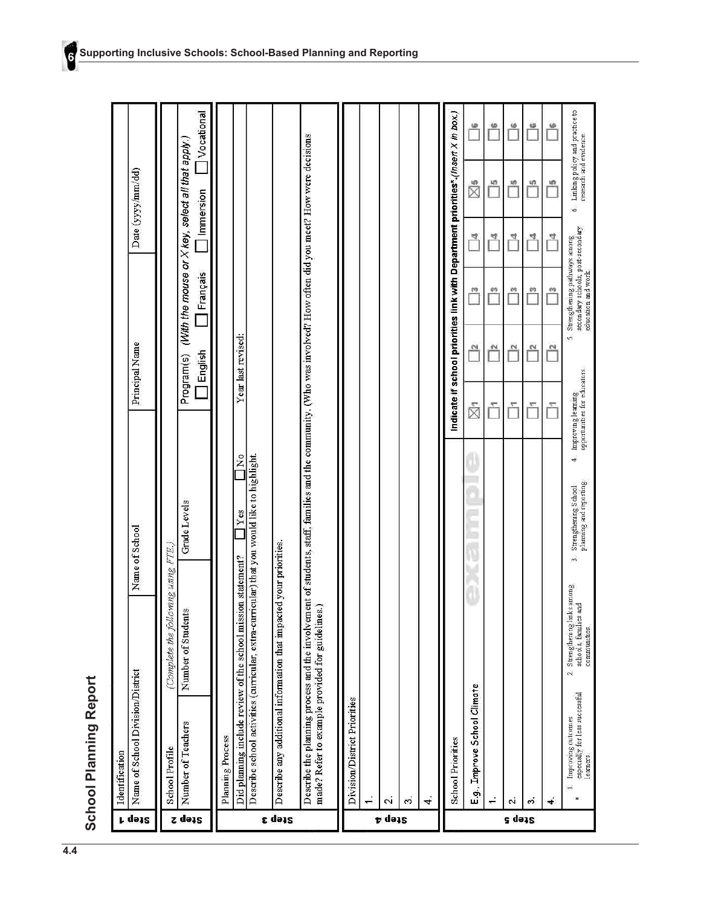# School Planning Report

## Step 1

| Identification | | | |
|---|---|---|---|
| Name of School Division/District | Name of School | Principal Name | Date (yyyy/mm/dd) |
| | | | |

## Step 2

| School Profile *(Complete the following using FTE.)* | | | |
|---|---|---|---|
| Number of Teachers | Number of Students | Grade Levels | Program(s) *(With the mouse or X key, select all that apply.)* ☐ English ☐ Français ☐ Immersion ☐ Vocational |

## Step 3

Planning Process

Did planning include review of the school mission statement? ☐ Yes ☐ No Year last revised:

Describe school activities (curricular, extra-curricular) that you would like to highlight.

Describe any additional information that impacted your priorities.

Describe the planning process and the involvement of students, staff, families and the community. (Who was involved? How often did you meet? How were decisions made? Refer to example provided for guidelines.)

## Step 4

Division/District Priorities

1.

2.

3.

4.

## Step 5

| School Priorities | Indicate if school priorities link with Department priorities*. *(Insert X in box.)* | | | | | |
|---|---|---|---|---|---|---|
| E.g., Improve School Climate *(example)* | ☒ 1 | ☐ 2 | ☐ 3 | ☐ 4 | ☒ 5 | ☐ 6 |
| 1. | ☐ 1 | ☐ 2 | ☐ 3 | ☐ 4 | ☐ 5 | ☐ 6 |
| 2. | ☐ 1 | ☐ 2 | ☐ 3 | ☐ 4 | ☐ 5 | ☐ 6 |
| 3. | ☐ 1 | ☐ 2 | ☐ 3 | ☐ 4 | ☐ 5 | ☐ 6 |
| 4. | ☐ 1 | ☐ 2 | ☐ 3 | ☐ 4 | ☐ 5 | ☐ 6 |

\* 1. Improving outcomes especially for less successful learners 2. Strengthening links among schools, families and communities 3. Strengthening school planning and reporting 4. Improving learning opportunities for educators 5. Strengthening pathways among secondary schools, post-secondary education and work 6. Linking policy and practice to research and evidence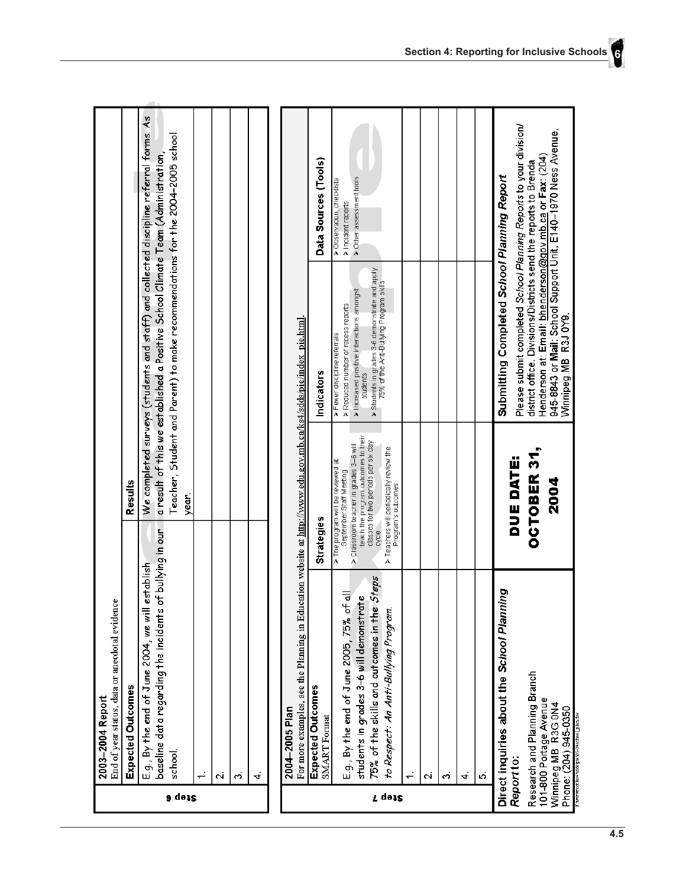## Step 6

**2003–2004 Report**
End of year status, data or anecdotal evidence

| Expected Outcomes | Results |
|---|---|
| E.g., By the end of June 2004, *we* will establish baseline data regarding the incidents of bullying in our school. | We completed surveys (students and staff) and collected discipline referral forms. As a result of this we established a Positive School Climate Team (Administration, Teacher, Student and Parent) to make recommendations for the 2004–2005 school year. |
| 1. | |
| 2. | |
| 3. | |
| 4. | |

## Step 7

**2004–2005 Plan**
For more examples, see the Planning in Education website at http://www.edu.gov.mb.ca/ks4/sdds/pie/index_pie.html.

| Expected Outcomes SMART Format | Strategies | Indicators | Data Sources (Tools) |
|---|---|---|---|
| E.g., By the end of June 2005, 75% of all students in grades 3–6 will demonstrate 75% of the skills and outcomes in the *Steps to Respect: An Anti-Bullying Program.* | ➢ The program will be reviewed at September Staff Meeting<br>➢ Classroom teacher in grades 3–6 will teach the program outcomes to their classes for two periods per six day cycle<br>➢ Teachers will periodically review the Program's outcomes | ➢ Fewer discipline referrals<br>➢ Reduced number of recess reports<br>➢ Increased positive interactions amongst students<br>➢ Students in grades 3–6 demonstrate and apply 75% of the Anti-Bullying Program skills | ➢ Observation, checklists<br>➢ Incident reports<br>➢ Other assessment tools |
| 1. | | | |
| 2. | | | |
| 3. | | | |
| 4. | | | |
| 5. | | | |

**Direct inquiries about the *School Planning Report* to:**
Research and Planning Branch
101-800 Portage Avenue
Winnipeg MB R3G 0N4
Phone: (204) 945-0350

**DUE DATE: OCTOBER 31, 2004**

**Submitting Completed *School Planning Report***
Please submit completed *School Planning Reports* to your division/district office. Divisions/Districts send the reports to Brenda Henderson at **Email:** bhenderson@gov.mb.ca or **Fax:** (204) 945-8843 or **Mail:** School Support Unit, E140–1970 Ness Avenue, Winnipeg MB R3J 0Y9.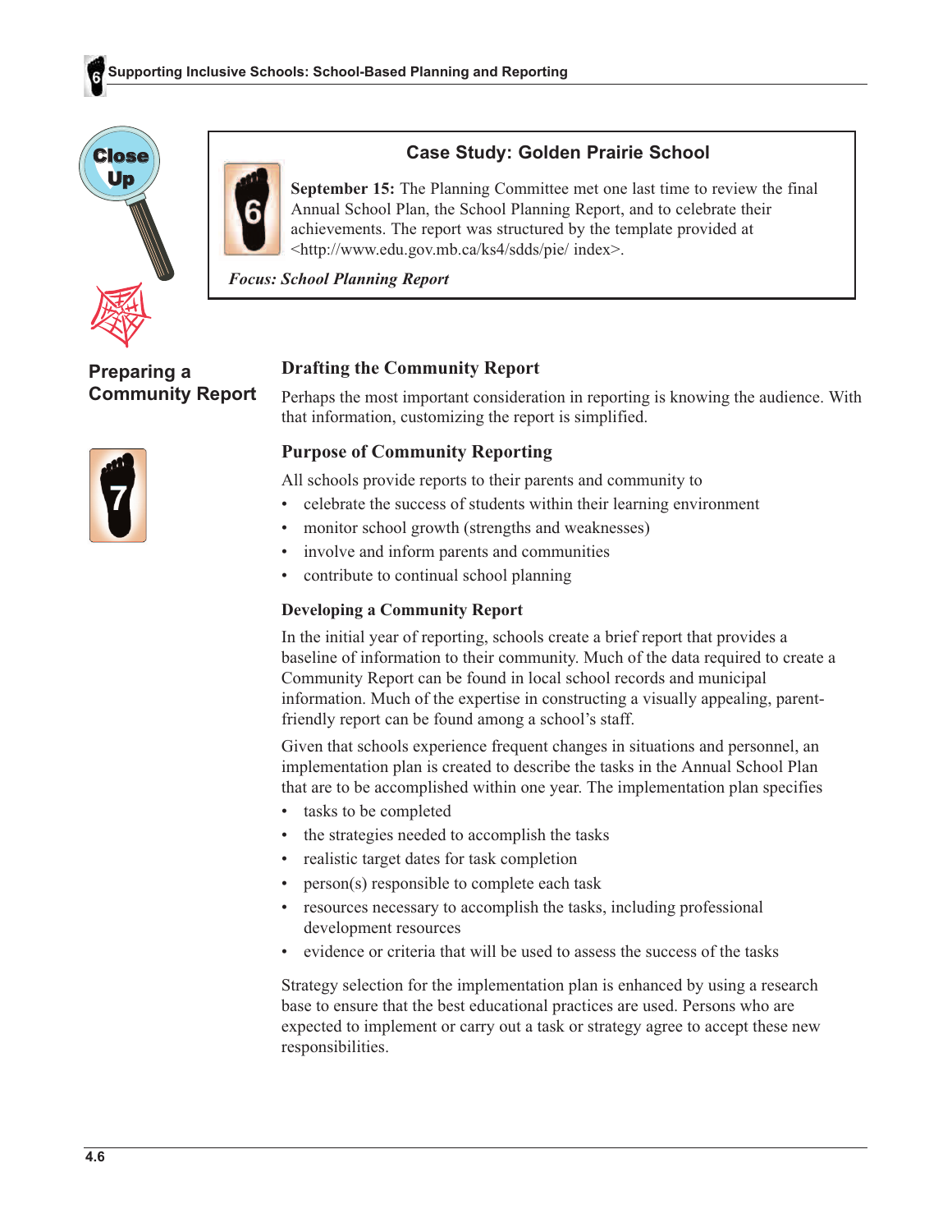### Case Study: Golden Prairie School

**September 15:** The Planning Committee met one last time to review the final Annual School Plan, the School Planning Report, and to celebrate their achievements. The report was structured by the template provided at <http://www.edu.gov.mb.ca/ks4/sdds/pie/ index>.

*Focus: School Planning Report*

## Preparing a Community Report

### Drafting the Community Report

Perhaps the most important consideration in reporting is knowing the audience. With that information, customizing the report is simplified.

### Purpose of Community Reporting

All schools provide reports to their parents and community to

- celebrate the success of students within their learning environment
- monitor school growth (strengths and weaknesses)
- involve and inform parents and communities
- contribute to continual school planning

#### Developing a Community Report

In the initial year of reporting, schools create a brief report that provides a baseline of information to their community. Much of the data required to create a Community Report can be found in local school records and municipal information. Much of the expertise in constructing a visually appealing, parent-friendly report can be found among a school's staff.

Given that schools experience frequent changes in situations and personnel, an implementation plan is created to describe the tasks in the Annual School Plan that are to be accomplished within one year. The implementation plan specifies

- tasks to be completed
- the strategies needed to accomplish the tasks
- realistic target dates for task completion
- person(s) responsible to complete each task
- resources necessary to accomplish the tasks, including professional development resources
- evidence or criteria that will be used to assess the success of the tasks

Strategy selection for the implementation plan is enhanced by using a research base to ensure that the best educational practices are used. Persons who are expected to implement or carry out a task or strategy agree to accept these new responsibilities.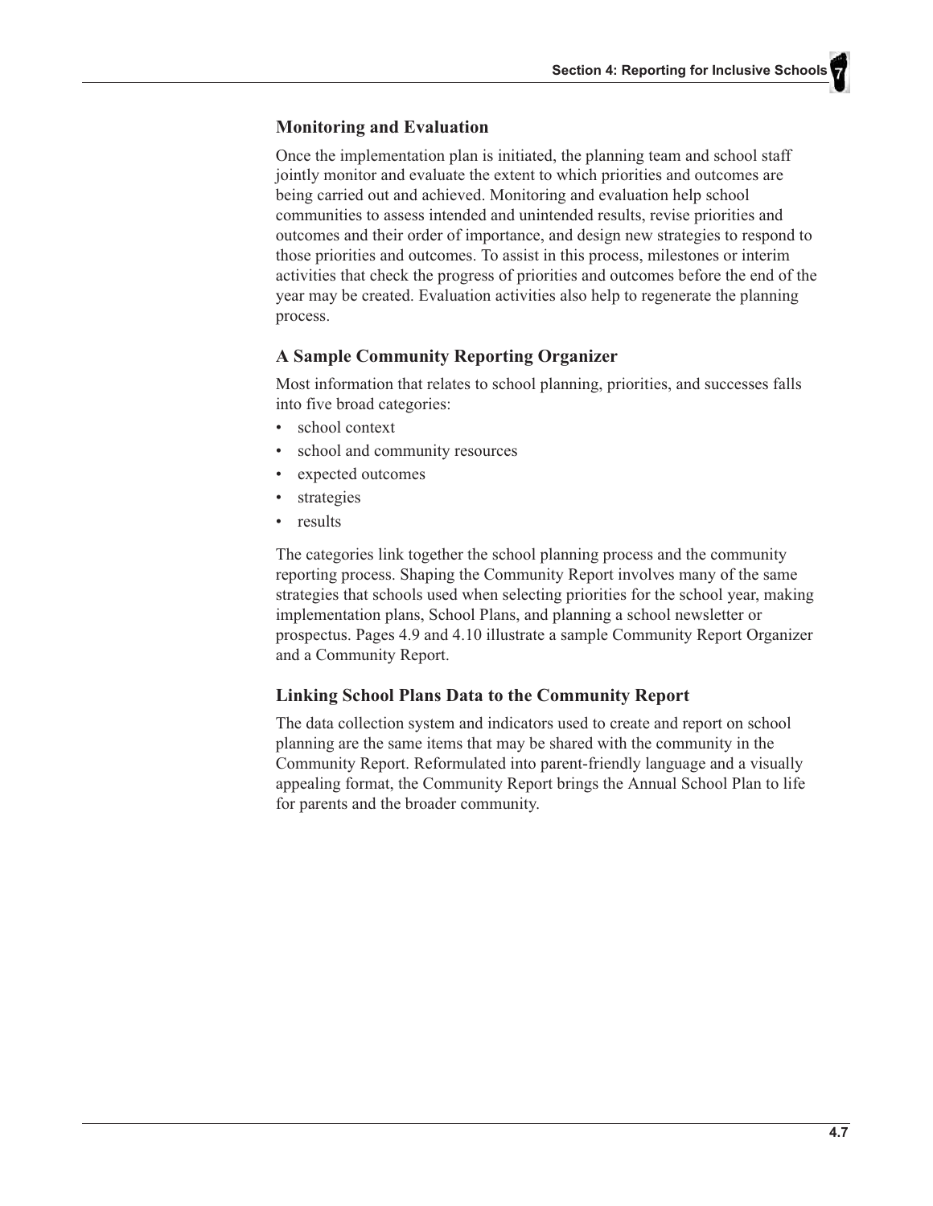### Monitoring and Evaluation

Once the implementation plan is initiated, the planning team and school staff jointly monitor and evaluate the extent to which priorities and outcomes are being carried out and achieved. Monitoring and evaluation help school communities to assess intended and unintended results, revise priorities and outcomes and their order of importance, and design new strategies to respond to those priorities and outcomes. To assist in this process, milestones or interim activities that check the progress of priorities and outcomes before the end of the year may be created. Evaluation activities also help to regenerate the planning process.

### A Sample Community Reporting Organizer

Most information that relates to school planning, priorities, and successes falls into five broad categories:

- school context
- school and community resources
- expected outcomes
- strategies
- results

The categories link together the school planning process and the community reporting process. Shaping the Community Report involves many of the same strategies that schools used when selecting priorities for the school year, making implementation plans, School Plans, and planning a school newsletter or prospectus. Pages 4.9 and 4.10 illustrate a sample Community Report Organizer and a Community Report.

### Linking School Plans Data to the Community Report

The data collection system and indicators used to create and report on school planning are the same items that may be shared with the community in the Community Report. Reformulated into parent-friendly language and a visually appealing format, the Community Report brings the Annual School Plan to life for parents and the broader community.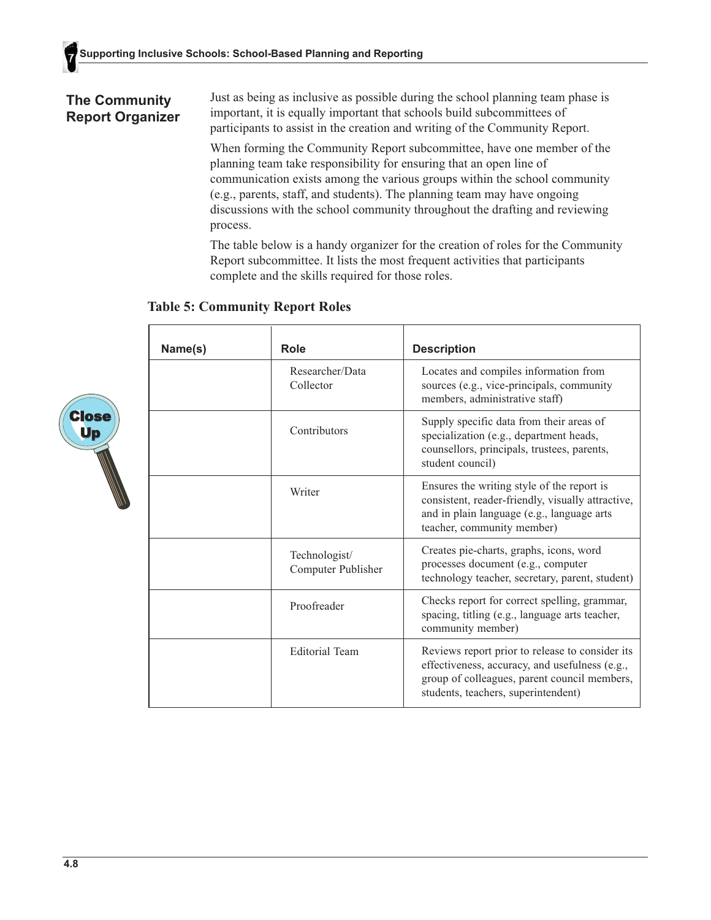## The Community Report Organizer

Just as being as inclusive as possible during the school planning team phase is important, it is equally important that schools build subcommittees of participants to assist in the creation and writing of the Community Report.

When forming the Community Report subcommittee, have one member of the planning team take responsibility for ensuring that an open line of communication exists among the various groups within the school community (e.g., parents, staff, and students). The planning team may have ongoing discussions with the school community throughout the drafting and reviewing process.

The table below is a handy organizer for the creation of roles for the Community Report subcommittee. It lists the most frequent activities that participants complete and the skills required for those roles.

**Table 5: Community Report Roles**

| Name(s) | Role | Description |
|---|---|---|
| | Researcher/Data Collector | Locates and compiles information from sources (e.g., vice-principals, community members, administrative staff) |
| | Contributors | Supply specific data from their areas of specialization (e.g., department heads, counsellors, principals, trustees, parents, student council) |
| | Writer | Ensures the writing style of the report is consistent, reader-friendly, visually attractive, and in plain language (e.g., language arts teacher, community member) |
| | Technologist/ Computer Publisher | Creates pie-charts, graphs, icons, word processes document (e.g., computer technology teacher, secretary, parent, student) |
| | Proofreader | Checks report for correct spelling, grammar, spacing, titling (e.g., language arts teacher, community member) |
| | Editorial Team | Reviews report prior to release to consider its effectiveness, accuracy, and usefulness (e.g., group of colleagues, parent council members, students, teachers, superintendent) |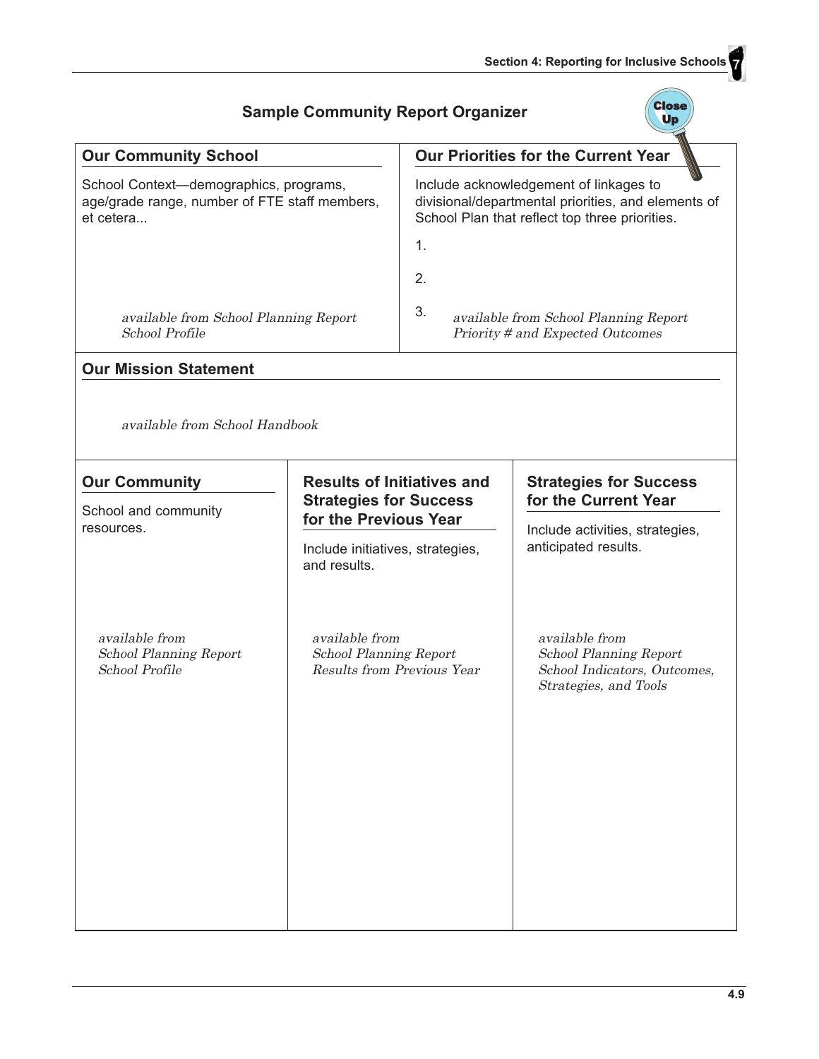## Sample Community Report Organizer

### Our Community School

School Context—demographics, programs, age/grade range, number of FTE staff members, et cetera...

*available from School Planning Report School Profile*

### Our Priorities for the Current Year

Include acknowledgement of linkages to divisional/departmental priorities, and elements of School Plan that reflect top three priorities.

1.

2.

3. *available from School Planning Report Priority # and Expected Outcomes*

### Our Mission Statement

*available from School Handbook*

### Our Community

School and community resources.

*available from School Planning Report School Profile*

### Results of Initiatives and Strategies for Success for the Previous Year

Include initiatives, strategies, and results.

*available from School Planning Report Results from Previous Year*

### Strategies for Success for the Current Year

Include activities, strategies, anticipated results.

*available from School Planning Report School Indicators, Outcomes, Strategies, and Tools*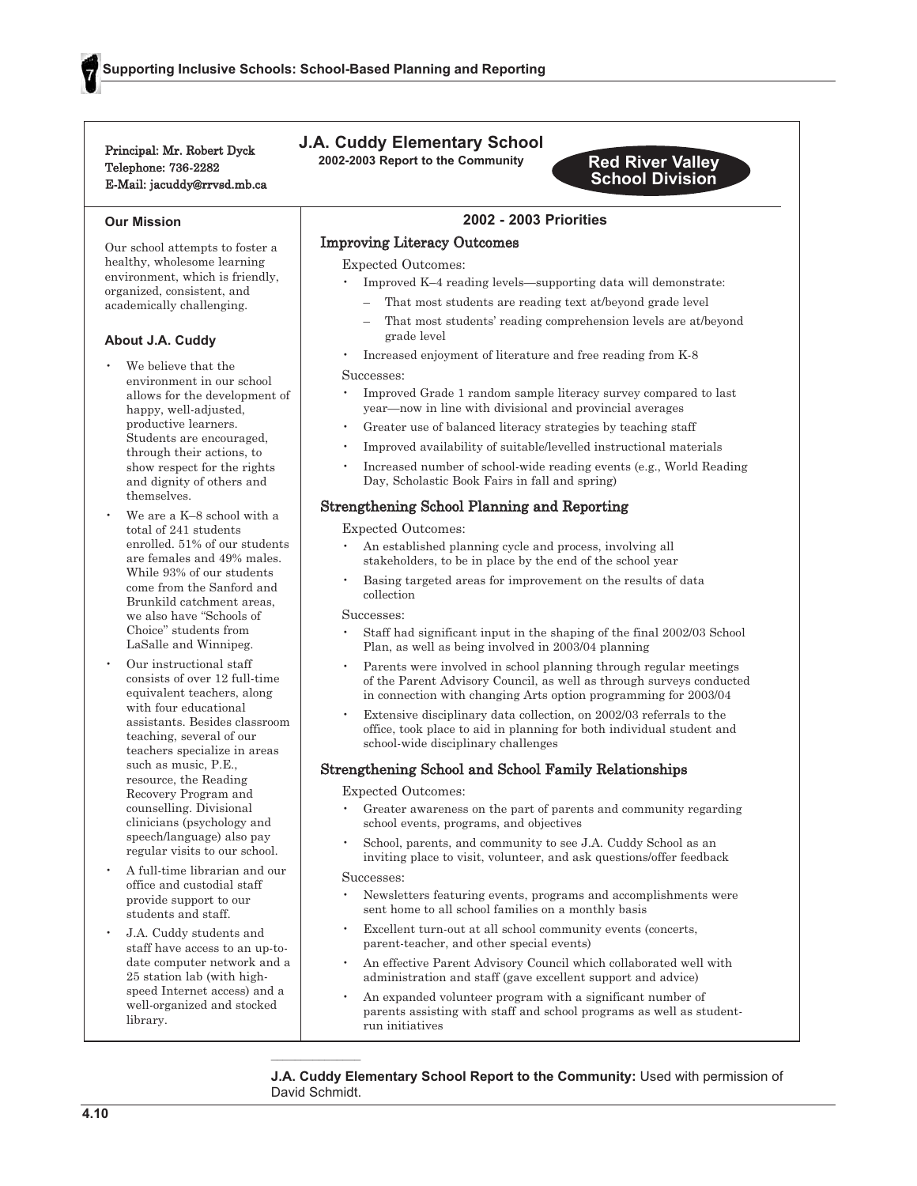Principal: Mr. Robert Dyck
Telephone: 736-2282
E-Mail: jacuddy@rrvsd.mb.ca

## J.A. Cuddy Elementary School

**2002-2003 Report to the Community**

**Red River Valley School Division**

### Our Mission

Our school attempts to foster a healthy, wholesome learning environment, which is friendly, organized, consistent, and academically challenging.

### About J.A. Cuddy

- We believe that the environment in our school allows for the development of happy, well-adjusted, productive learners. Students are encouraged, through their actions, to show respect for the rights and dignity of others and themselves.
- We are a K–8 school with a total of 241 students enrolled. 51% of our students are females and 49% males. While 93% of our students come from the Sanford and Brunkild catchment areas, we also have "Schools of Choice" students from LaSalle and Winnipeg.
- Our instructional staff consists of over 12 full-time equivalent teachers, along with four educational assistants. Besides classroom teaching, several of our teachers specialize in areas such as music, P.E., resource, the Reading Recovery Program and counselling. Divisional clinicians (psychology and speech/language) also pay regular visits to our school.
- A full-time librarian and our office and custodial staff provide support to our students and staff.
- J.A. Cuddy students and staff have access to an up-to-date computer network and a 25 station lab (with high-speed Internet access) and a well-organized and stocked library.

### 2002 - 2003 Priorities

#### Improving Literacy Outcomes

Expected Outcomes:

- Improved K–4 reading levels—supporting data will demonstrate:
  - That most students are reading text at/beyond grade level
  - That most students' reading comprehension levels are at/beyond grade level
- Increased enjoyment of literature and free reading from K-8

Successes:

- Improved Grade 1 random sample literacy survey compared to last year—now in line with divisional and provincial averages
- Greater use of balanced literacy strategies by teaching staff
- Improved availability of suitable/levelled instructional materials
- Increased number of school-wide reading events (e.g., World Reading Day, Scholastic Book Fairs in fall and spring)

#### Strengthening School Planning and Reporting

Expected Outcomes:

- An established planning cycle and process, involving all stakeholders, to be in place by the end of the school year
- Basing targeted areas for improvement on the results of data collection

Successes:

- Staff had significant input in the shaping of the final 2002/03 School Plan, as well as being involved in 2003/04 planning
- Parents were involved in school planning through regular meetings of the Parent Advisory Council, as well as through surveys conducted in connection with changing Arts option programming for 2003/04
- Extensive disciplinary data collection, on 2002/03 referrals to the office, took place to aid in planning for both individual student and school-wide disciplinary challenges

#### Strengthening School and School Family Relationships

Expected Outcomes:

- Greater awareness on the part of parents and community regarding school events, programs, and objectives
- School, parents, and community to see J.A. Cuddy School as an inviting place to visit, volunteer, and ask questions/offer feedback

Successes:

- Newsletters featuring events, programs and accomplishments were sent home to all school families on a monthly basis
- Excellent turn-out at all school community events (concerts, parent-teacher, and other special events)
- An effective Parent Advisory Council which collaborated well with administration and staff (gave excellent support and advice)
- An expanded volunteer program with a significant number of parents assisting with staff and school programs as well as student-run initiatives

---

**J.A. Cuddy Elementary School Report to the Community:** Used with permission of David Schmidt.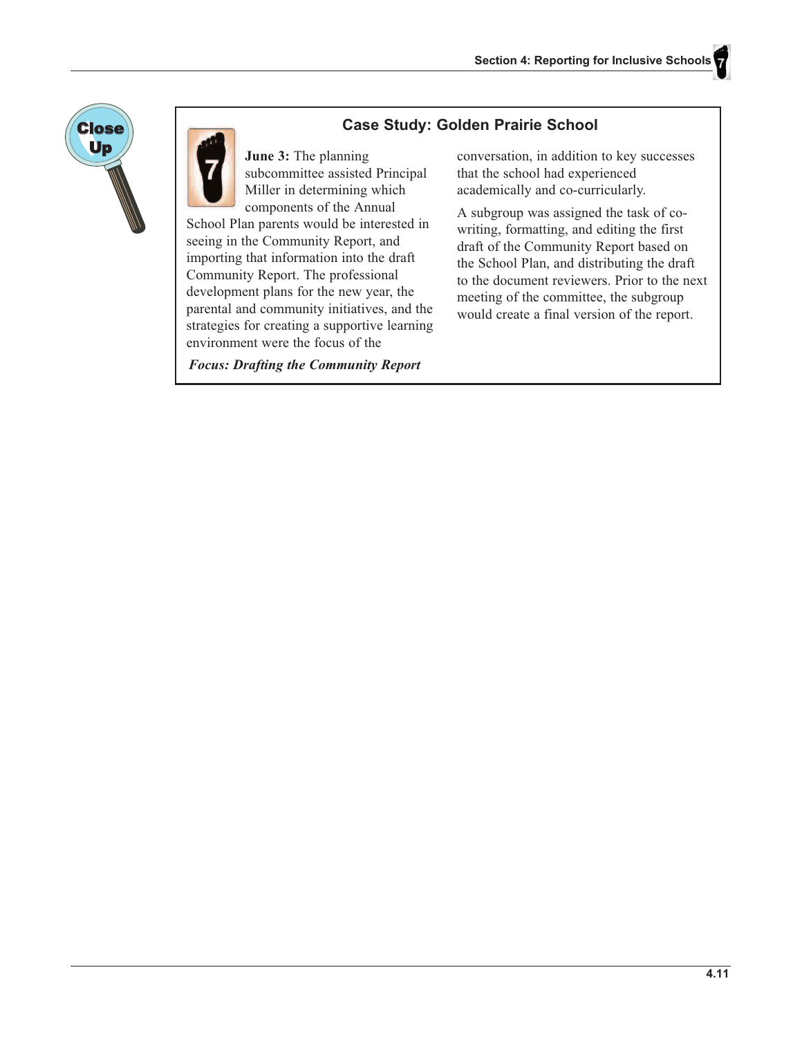## Case Study: Golden Prairie School

**June 3:** The planning subcommittee assisted Principal Miller in determining which components of the Annual School Plan parents would be interested in seeing in the Community Report, and importing that information into the draft Community Report. The professional development plans for the new year, the parental and community initiatives, and the strategies for creating a supportive learning environment were the focus of the conversation, in addition to key successes that the school had experienced academically and co-curricularly.

A subgroup was assigned the task of co-writing, formatting, and editing the first draft of the Community Report based on the School Plan, and distributing the draft to the document reviewers. Prior to the next meeting of the committee, the subgroup would create a final version of the report.

***Focus: Drafting the Community Report***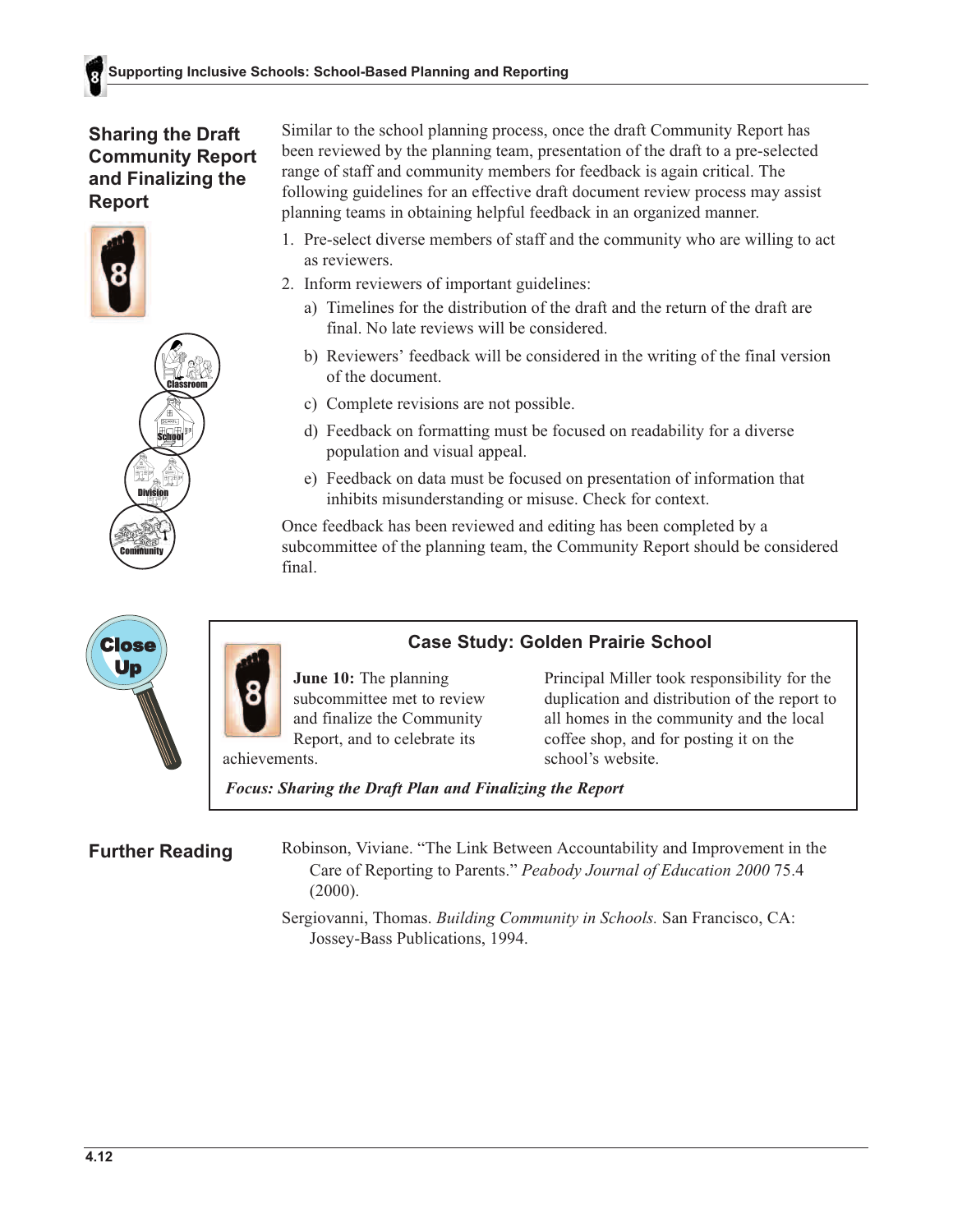## Sharing the Draft Community Report and Finalizing the Report

Similar to the school planning process, once the draft Community Report has been reviewed by the planning team, presentation of the draft to a pre-selected range of staff and community members for feedback is again critical. The following guidelines for an effective draft document review process may assist planning teams in obtaining helpful feedback in an organized manner.

1. Pre-select diverse members of staff and the community who are willing to act as reviewers.
2. Inform reviewers of important guidelines:
   a) Timelines for the distribution of the draft and the return of the draft are final. No late reviews will be considered.
   b) Reviewers' feedback will be considered in the writing of the final version of the document.
   c) Complete revisions are not possible.
   d) Feedback on formatting must be focused on readability for a diverse population and visual appeal.
   e) Feedback on data must be focused on presentation of information that inhibits misunderstanding or misuse. Check for context.

Once feedback has been reviewed and editing has been completed by a subcommittee of the planning team, the Community Report should be considered final.

### Case Study: Golden Prairie School

**June 10:** The planning subcommittee met to review and finalize the Community Report, and to celebrate its achievements.

Principal Miller took responsibility for the duplication and distribution of the report to all homes in the community and the local coffee shop, and for posting it on the school's website.

***Focus: Sharing the Draft Plan and Finalizing the Report***

## Further Reading

Robinson, Viviane. "The Link Between Accountability and Improvement in the Care of Reporting to Parents." *Peabody Journal of Education 2000* 75.4 (2000).

Sergiovanni, Thomas. *Building Community in Schools.* San Francisco, CA: Jossey-Bass Publications, 1994.